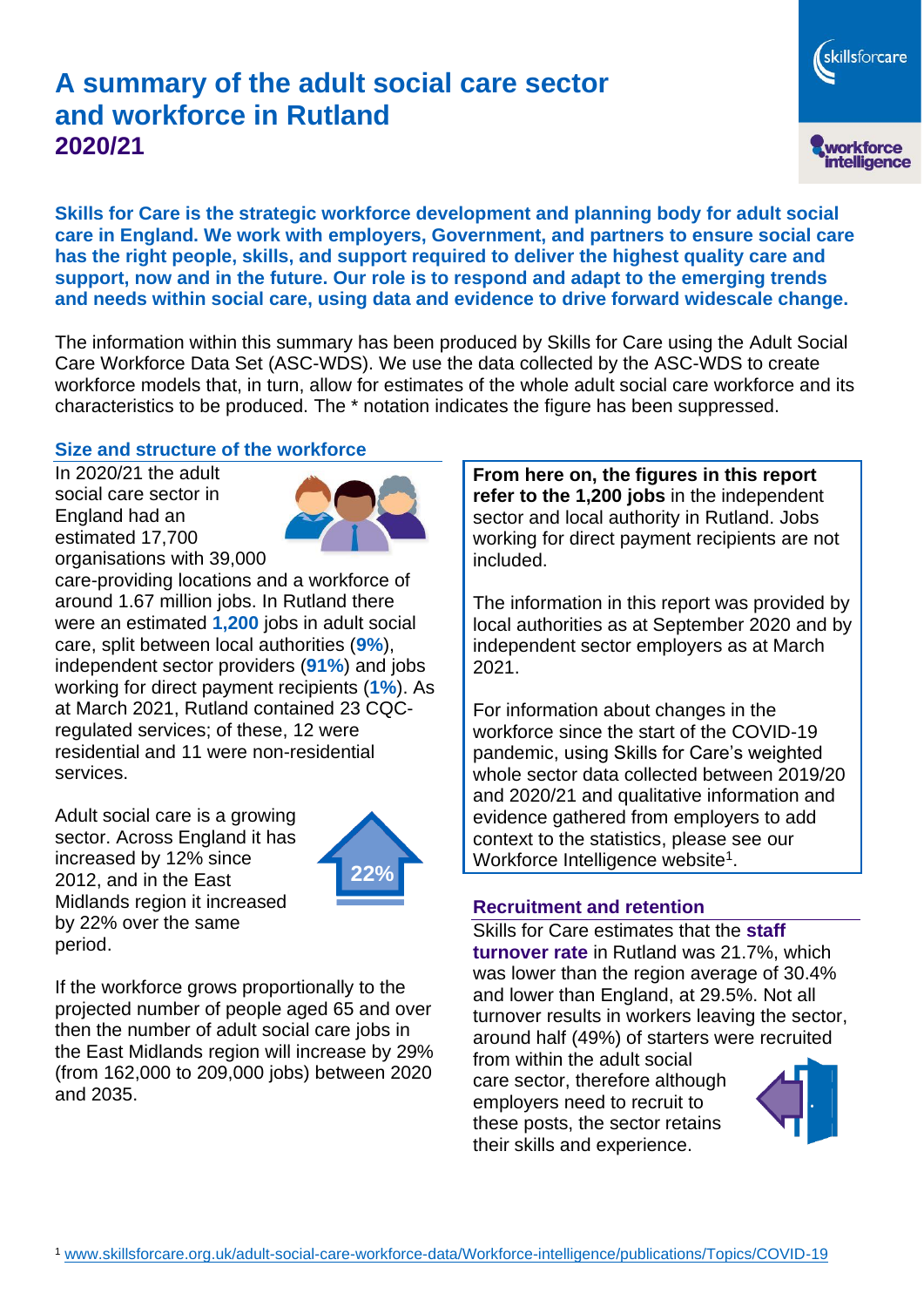# A summary of the adult social care sector and workforce in Rutland

## 2020/21

**Skills for Care is the strategic workforce development and planning body for adult social care in England. We work with employers, Government, and partners to ensure social care has the right people, skills, and support required to deliver the highest quality care and support, now and in the future. Our role is to respond and adapt to the emerging trends and needs within social care, using data and evidence to drive forward widescale change.**

The information within this summary has been produced by Skills for Care using the Adult Social Care Workforce Data Set (ASC-WDS). We use the data collected by the ASC-WDS to create workforce models that, in turn, allow for estimates of the whole adult social care workforce and its characteristics to be produced. The * notation indicates the figure has been suppressed.

### Size and structure of the workforce

In 2020/21 the adult social care sector in England had an estimated 17,700 organisations with 39,000 care-providing locations and a workforce of around 1.67 million jobs. In Rutland there were an estimated **1,200** jobs in adult social care, split between local authorities (**9%**), independent sector providers (**91%**) and jobs working for direct payment recipients (**1%**). As at March 2021, Rutland contained 23 CQC-regulated services; of these, 12 were residential and 11 were non-residential services.

Adult social care is a growing sector. Across England it has increased by 12% since 2012, and in the East Midlands region it increased by 22% over the same period.

22%

If the workforce grows proportionally to the projected number of people aged 65 and over then the number of adult social care jobs in the East Midlands region will increase by 29% (from 162,000 to 209,000 jobs) between 2020 and 2035.

**From here on, the figures in this report refer to the 1,200 jobs** in the independent sector and local authority in Rutland. Jobs working for direct payment recipients are not included.

The information in this report was provided by local authorities as at September 2020 and by independent sector employers as at March 2021.

For information about changes in the workforce since the start of the COVID-19 pandemic, using Skills for Care's weighted whole sector data collected between 2019/20 and 2020/21 and qualitative information and evidence gathered from employers to add context to the statistics, please see our Workforce Intelligence website[1].

### Recruitment and retention

Skills for Care estimates that the **staff turnover rate** in Rutland was 21.7%, which was lower than the region average of 30.4% and lower than England, at 29.5%. Not all turnover results in workers leaving the sector, around half (49%) of starters were recruited from within the adult social care sector, therefore although employers need to recruit to these posts, the sector retains their skills and experience.

[1] www.skillsforcare.org.uk/adult-social-care-workforce-data/Workforce-intelligence/publications/Topics/COVID-19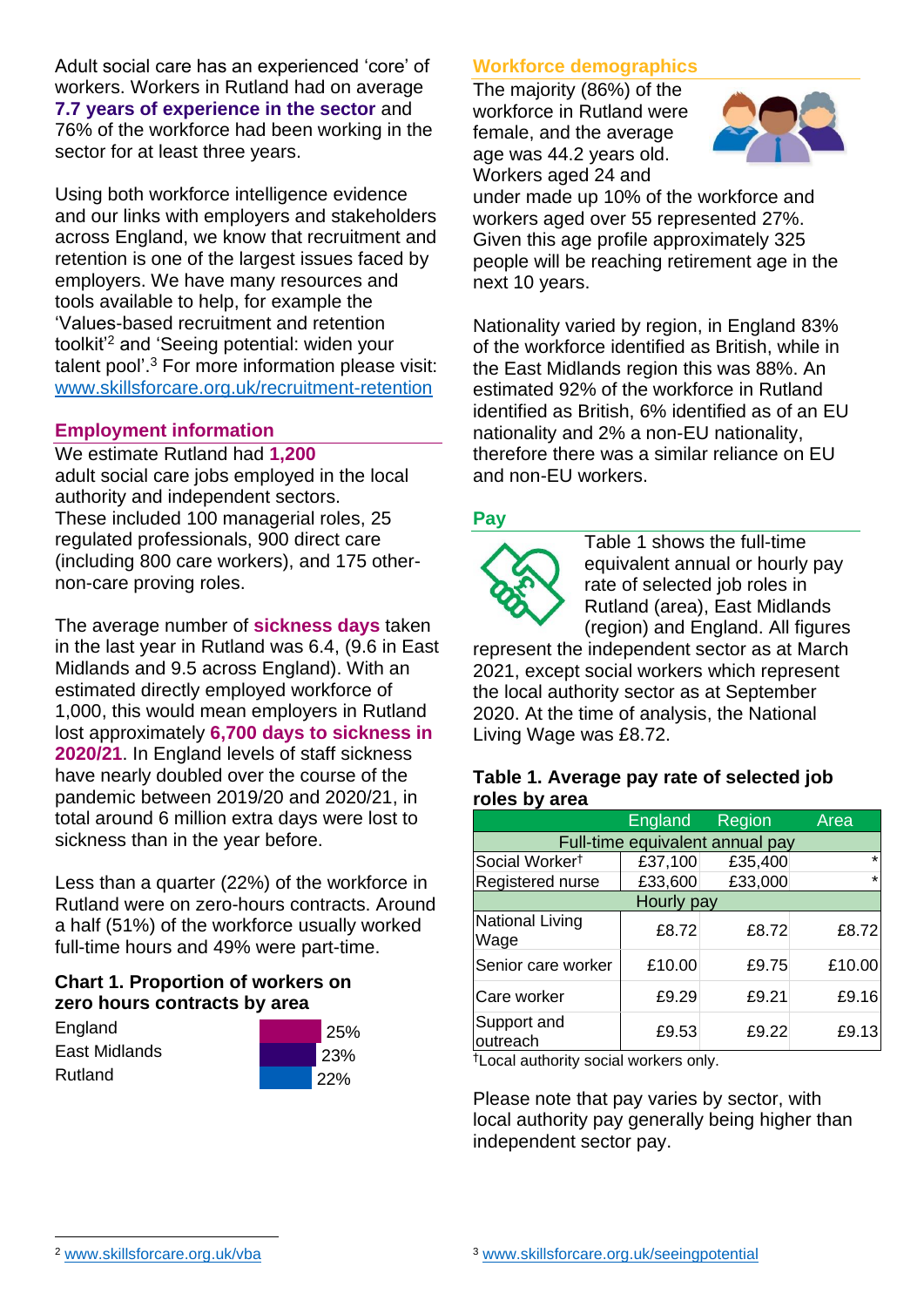Adult social care has an experienced 'core' of workers. Workers in Rutland had on average **7.7 years of experience in the sector** and 76% of the workforce had been working in the sector for at least three years.

Using both workforce intelligence evidence and our links with employers and stakeholders across England, we know that recruitment and retention is one of the largest issues faced by employers. We have many resources and tools available to help, for example the 'Values-based recruitment and retention toolkit'[2] and 'Seeing potential: widen your talent pool'.[3] For more information please visit: www.skillsforcare.org.uk/recruitment-retention

## Employment information

We estimate Rutland had **1,200** adult social care jobs employed in the local authority and independent sectors. These included 100 managerial roles, 25 regulated professionals, 900 direct care (including 800 care workers), and 175 other-non-care proving roles.

The average number of **sickness days** taken in the last year in Rutland was 6.4, (9.6 in East Midlands and 9.5 across England). With an estimated directly employed workforce of 1,000, this would mean employers in Rutland lost approximately **6,700 days to sickness in 2020/21**. In England levels of staff sickness have nearly doubled over the course of the pandemic between 2019/20 and 2020/21, in total around 6 million extra days were lost to sickness than in the year before.

Less than a quarter (22%) of the workforce in Rutland were on zero-hours contracts. Around a half (51%) of the workforce usually worked full-time hours and 49% were part-time.

### Chart 1. Proportion of workers on zero hours contracts by area

| Area | Proportion |
|---|---|
| England | 25% |
| East Midlands | 23% |
| Rutland | 22% |

## Workforce demographics

The majority (86%) of the workforce in Rutland were female, and the average age was 44.2 years old. Workers aged 24 and under made up 10% of the workforce and workers aged over 55 represented 27%. Given this age profile approximately 325 people will be reaching retirement age in the next 10 years.

Nationality varied by region, in England 83% of the workforce identified as British, while in the East Midlands region this was 88%. An estimated 92% of the workforce in Rutland identified as British, 6% identified as of an EU nationality and 2% a non-EU nationality, therefore there was a similar reliance on EU and non-EU workers.

## Pay

Table 1 shows the full-time equivalent annual or hourly pay rate of selected job roles in Rutland (area), East Midlands (region) and England. All figures represent the independent sector as at March 2021, except social workers which represent the local authority sector as at September 2020. At the time of analysis, the National Living Wage was £8.72.

### Table 1. Average pay rate of selected job roles by area

| | England | Region | Area |
|---|---|---|---|
| **Full-time equivalent annual pay** | | | |
| Social Worker† | £37,100 | £35,400 | * |
| Registered nurse | £33,600 | £33,000 | * |
| **Hourly pay** | | | |
| National Living Wage | £8.72 | £8.72 | £8.72 |
| Senior care worker | £10.00 | £9.75 | £10.00 |
| Care worker | £9.29 | £9.21 | £9.16 |
| Support and outreach | £9.53 | £9.22 | £9.13 |

†Local authority social workers only.

Please note that pay varies by sector, with local authority pay generally being higher than independent sector pay.

[2] www.skillsforcare.org.uk/vba

[3] www.skillsforcare.org.uk/seeingpotential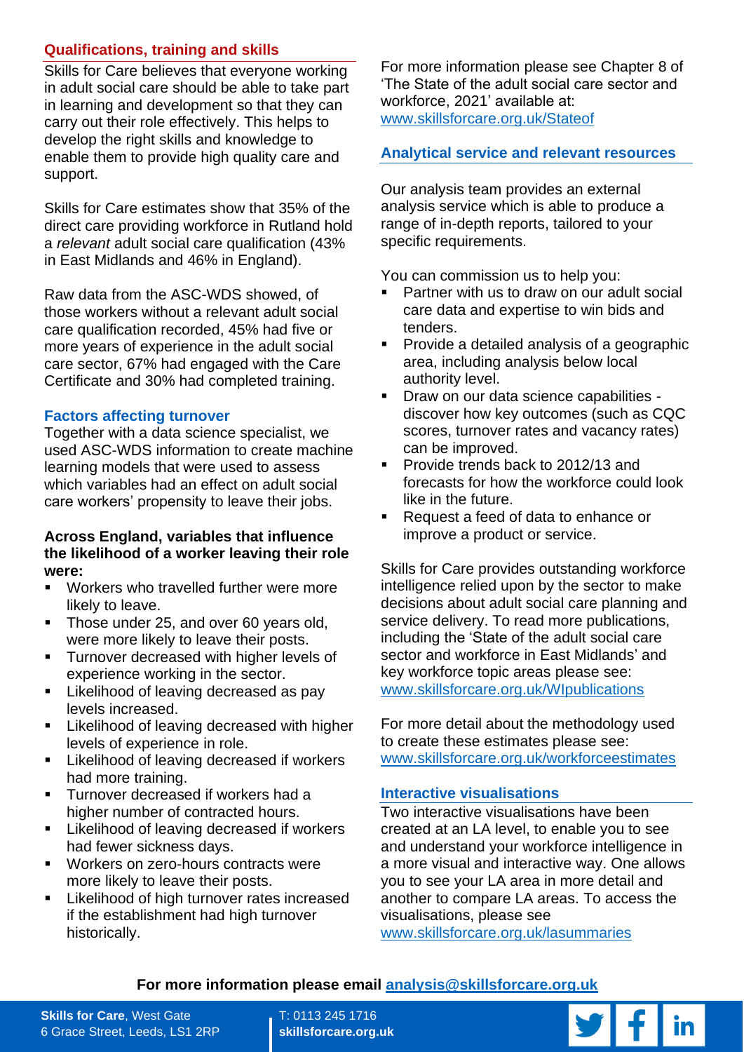## Qualifications, training and skills

Skills for Care believes that everyone working in adult social care should be able to take part in learning and development so that they can carry out their role effectively. This helps to develop the right skills and knowledge to enable them to provide high quality care and support.

Skills for Care estimates show that 35% of the direct care providing workforce in Rutland hold a *relevant* adult social care qualification (43% in East Midlands and 46% in England).

Raw data from the ASC-WDS showed, of those workers without a relevant adult social care qualification recorded, 45% had five or more years of experience in the adult social care sector, 67% had engaged with the Care Certificate and 30% had completed training.

## Factors affecting turnover

Together with a data science specialist, we used ASC-WDS information to create machine learning models that were used to assess which variables had an effect on adult social care workers' propensity to leave their jobs.

**Across England, variables that influence the likelihood of a worker leaving their role were:**

- Workers who travelled further were more likely to leave.
- Those under 25, and over 60 years old, were more likely to leave their posts.
- Turnover decreased with higher levels of experience working in the sector.
- Likelihood of leaving decreased as pay levels increased.
- Likelihood of leaving decreased with higher levels of experience in role.
- Likelihood of leaving decreased if workers had more training.
- Turnover decreased if workers had a higher number of contracted hours.
- Likelihood of leaving decreased if workers had fewer sickness days.
- Workers on zero-hours contracts were more likely to leave their posts.
- Likelihood of high turnover rates increased if the establishment had high turnover historically.

For more information please see Chapter 8 of 'The State of the adult social care sector and workforce, 2021' available at: www.skillsforcare.org.uk/Stateof

## Analytical service and relevant resources

Our analysis team provides an external analysis service which is able to produce a range of in-depth reports, tailored to your specific requirements.

You can commission us to help you:

- Partner with us to draw on our adult social care data and expertise to win bids and tenders.
- Provide a detailed analysis of a geographic area, including analysis below local authority level.
- Draw on our data science capabilities - discover how key outcomes (such as CQC scores, turnover rates and vacancy rates) can be improved.
- Provide trends back to 2012/13 and forecasts for how the workforce could look like in the future.
- Request a feed of data to enhance or improve a product or service.

Skills for Care provides outstanding workforce intelligence relied upon by the sector to make decisions about adult social care planning and service delivery. To read more publications, including the 'State of the adult social care sector and workforce in East Midlands' and key workforce topic areas please see: www.skillsforcare.org.uk/WIpublications

For more detail about the methodology used to create these estimates please see: www.skillsforcare.org.uk/workforceestimates

## Interactive visualisations

Two interactive visualisations have been created at an LA level, to enable you to see and understand your workforce intelligence in a more visual and interactive way. One allows you to see your LA area in more detail and another to compare LA areas. To access the visualisations, please see www.skillsforcare.org.uk/lasummaries

**For more information please email analysis@skillsforcare.org.uk**

**Skills for Care**, West Gate
6 Grace Street, Leeds, LS1 2RP

T: 0113 245 1716
**skillsforcare.org.uk**